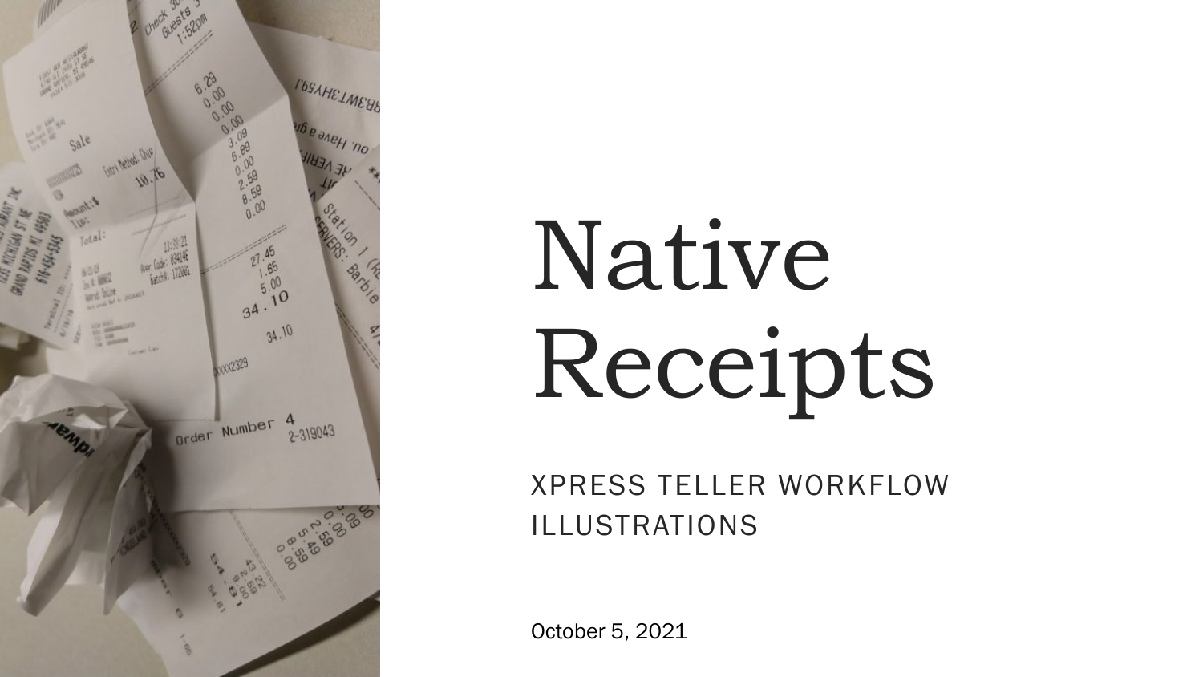# Native Receipts

XPRESS TELLER WORKFLOW ILLUSTRATIONS

October 5, 2021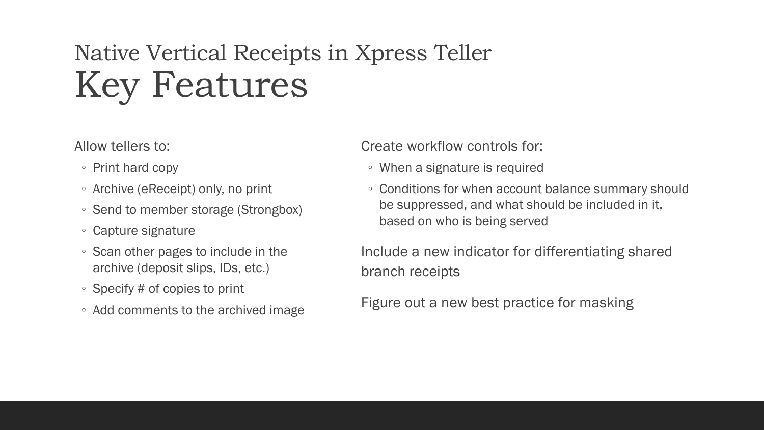# Native Vertical Receipts in Xpress Teller
# Key Features

Allow tellers to:

- Print hard copy
- Archive (eReceipt) only, no print
- Send to member storage (Strongbox)
- Capture signature
- Scan other pages to include in the archive (deposit slips, IDs, etc.)
- Specify # of copies to print
- Add comments to the archived image

Create workflow controls for:

- When a signature is required
- Conditions for when account balance summary should be suppressed, and what should be included in it, based on who is being served

Include a new indicator for differentiating shared branch receipts

Figure out a new best practice for masking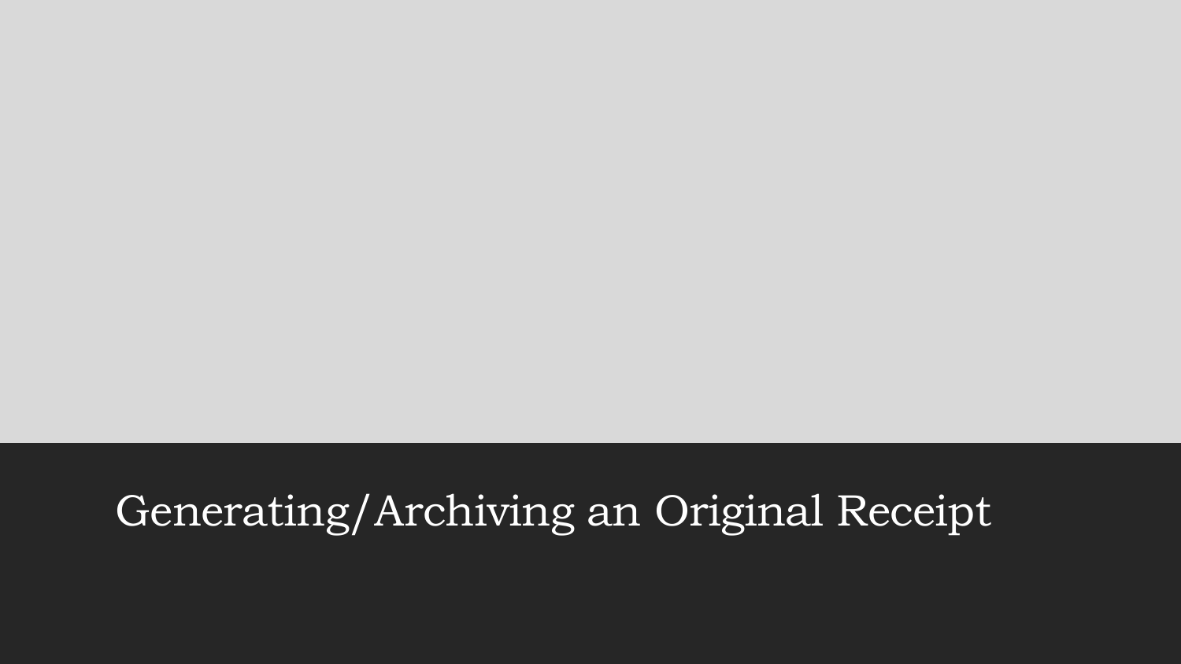# Generating/Archiving an Original Receipt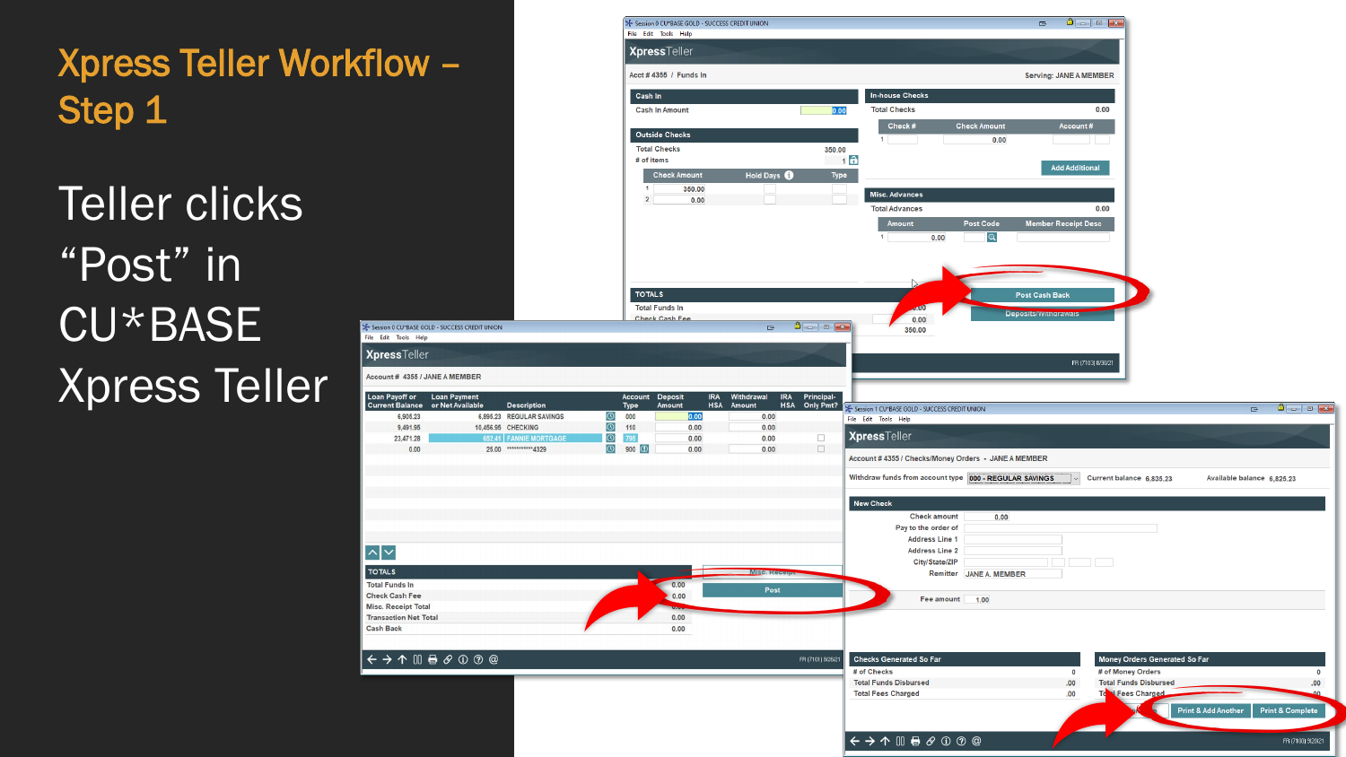# Xpress Teller Workflow – Step 1

Teller clicks “Post” in CU*BASE Xpress Teller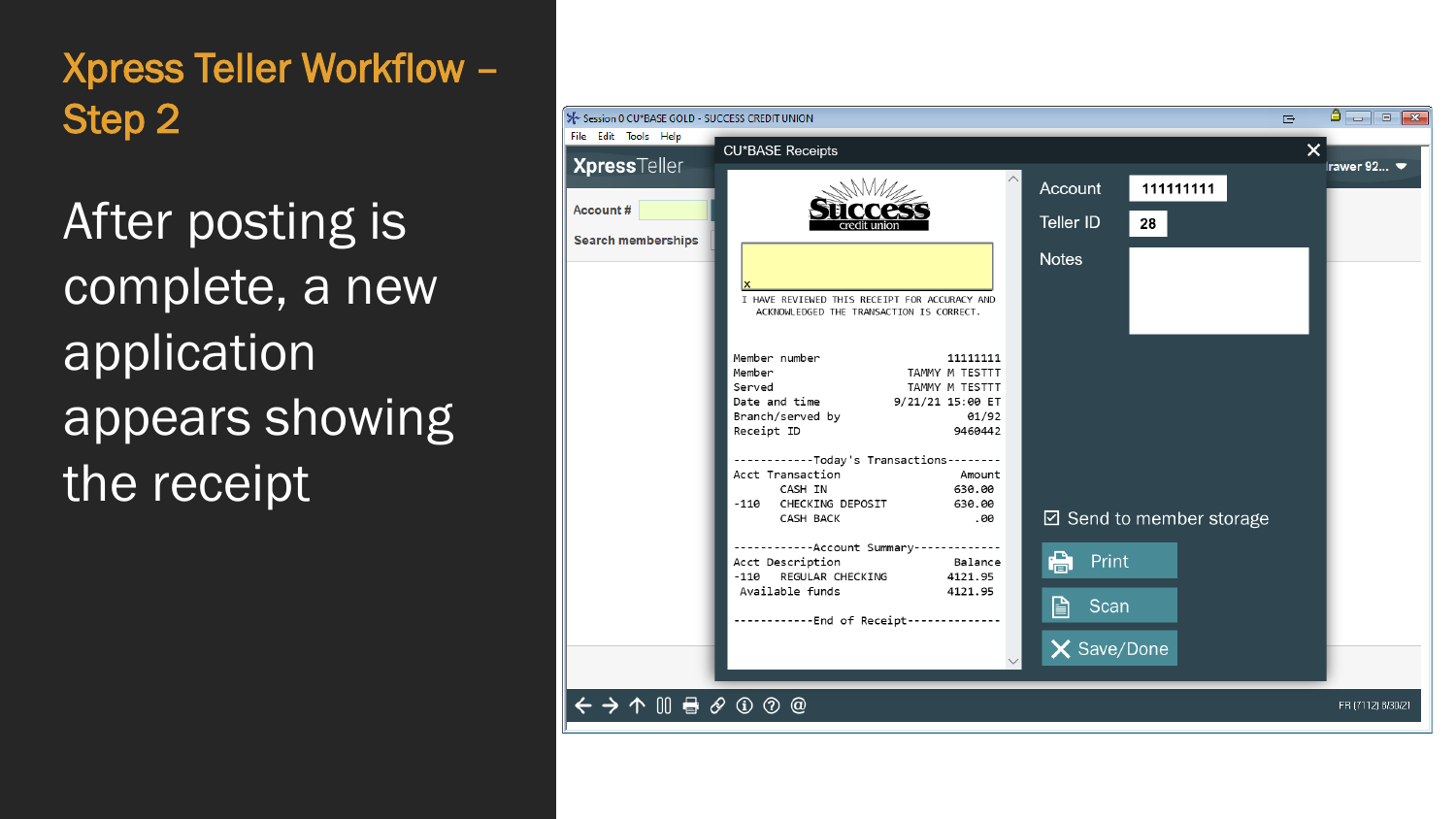# Xpress Teller Workflow – Step 2

After posting is complete, a new application appears showing the receipt

Session 0 CU*BASE GOLD - SUCCESS CREDIT UNION

File Edit Tools Help

XpressTeller

Account #

Search memberships

CU*BASE Receipts

Success credit union

x

I HAVE REVIEWED THIS RECEIPT FOR ACCURACY AND ACKNOWLEDGED THE TRANSACTION IS CORRECT.

```
Member number                    11111111
Member                      TAMMY M TESTTT
Served                      TAMMY M TESTTT
Date and time              9/21/21 15:00 ET
Branch/served by                    01/92
Receipt ID                        9460442

-----------Today's Transactions--------
Acct Transaction                   Amount
      CASH IN                      630.00
-110  CHECKING DEPOSIT             630.00
      CASH BACK                       .00

-----------Account Summary-------------
Acct Description                  Balance
-110  REGULAR CHECKING            4121.95
 Available funds                  4121.95

-----------End of Receipt--------------
```

Account 111111111

Teller ID 28

Notes

☑ Send to member storage

Print

Scan

Save/Done

FR (7112) 8/30/21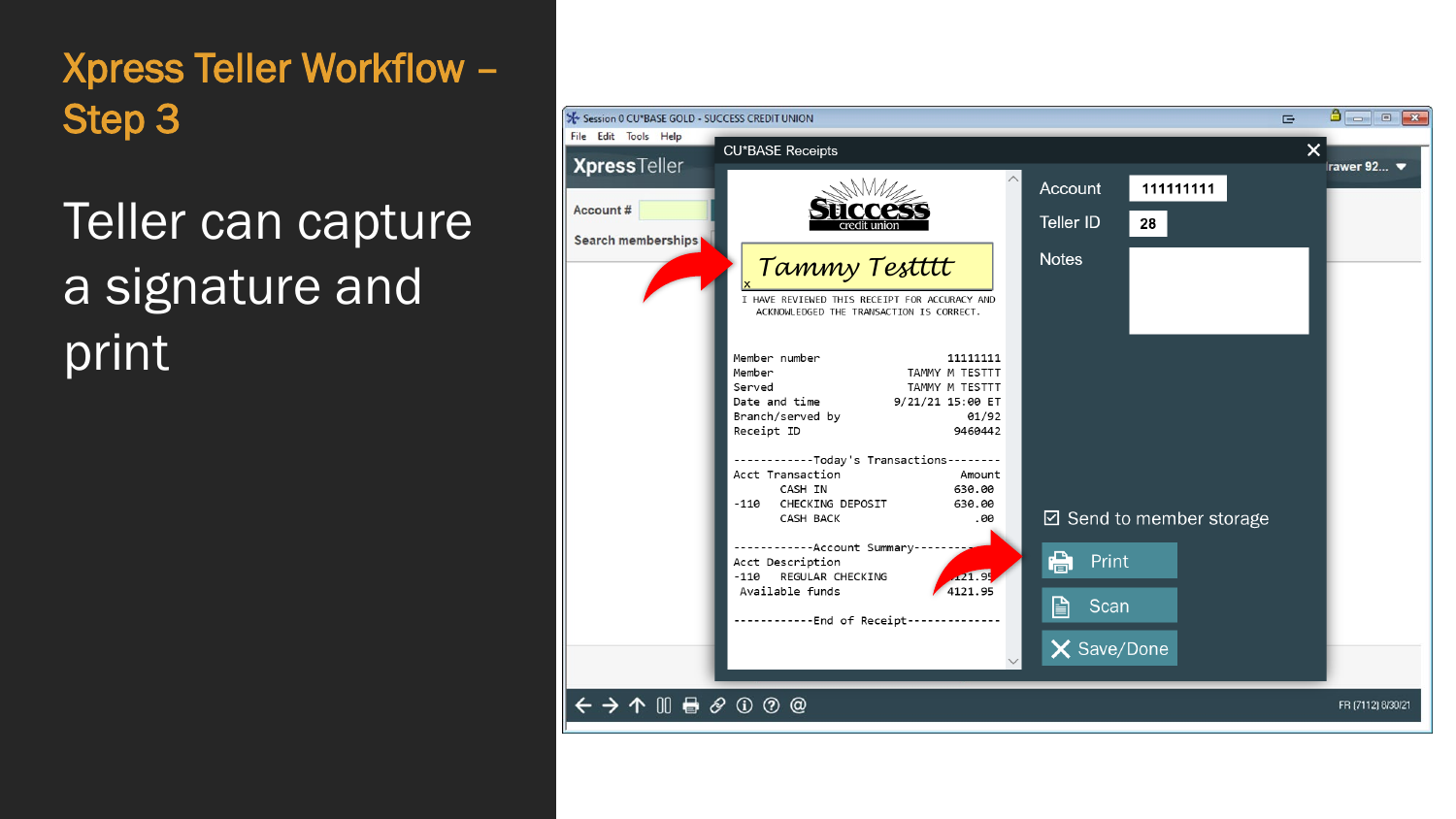# Xpress Teller Workflow – Step 3

Teller can capture a signature and print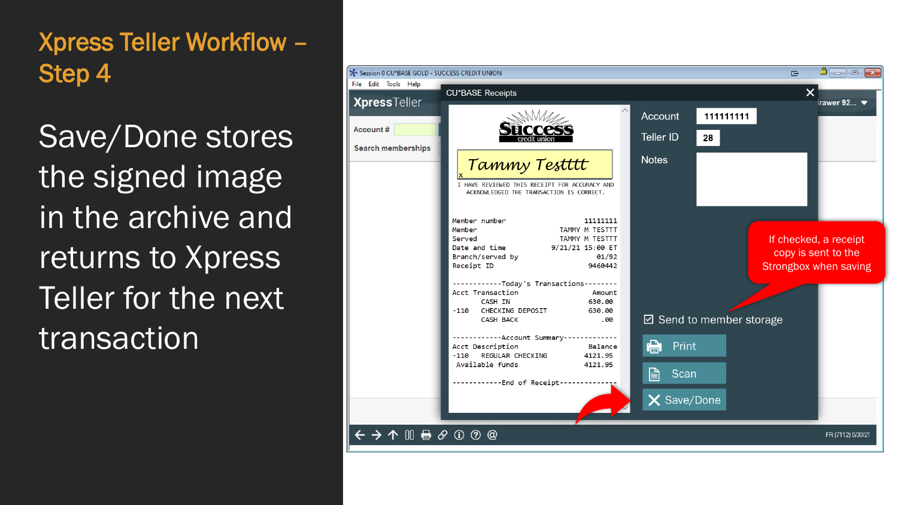# Xpress Teller Workflow – Step 4

Save/Done stores the signed image in the archive and returns to Xpress Teller for the next transaction

Session 0 CU*BASE GOLD - SUCCESS CREDIT UNION

File Edit Tools Help

XpressTeller

Account #

Search memberships

CU*BASE Receipts

Success credit union

Tammy Testttt

x

I HAVE REVIEWED THIS RECEIPT FOR ACCURACY AND ACKNOWLEDGED THE TRANSACTION IS CORRECT.

```
Member number                        11111111
Member                          TAMMY M TESTTT
Served                          TAMMY M TESTTT
Date and time                  9/21/21 15:00 ET
Branch/served by                        01/92
Receipt ID                            9460442

------------Today's Transactions--------
Acct Transaction                       Amount
      CASH IN                          630.00
-110  CHECKING DEPOSIT                 630.00
      CASH BACK                           .00

------------Account Summary-------------
Acct Description                      Balance
-110  REGULAR CHECKING                4121.95
 Available funds                      4121.95

------------End of Receipt--------------
```

Account 111111111

Teller ID 28

Notes

If checked, a receipt copy is sent to the Strongbox when saving

☑ Send to member storage

Print

Scan

Save/Done

Drawer 92...

FR (7112) 6/30/21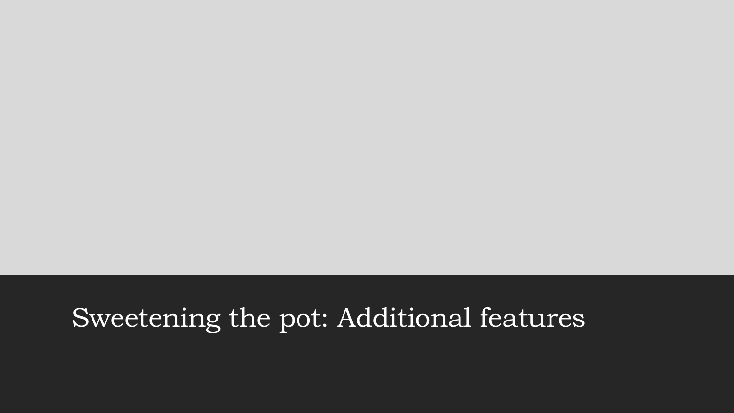# Sweetening the pot: Additional features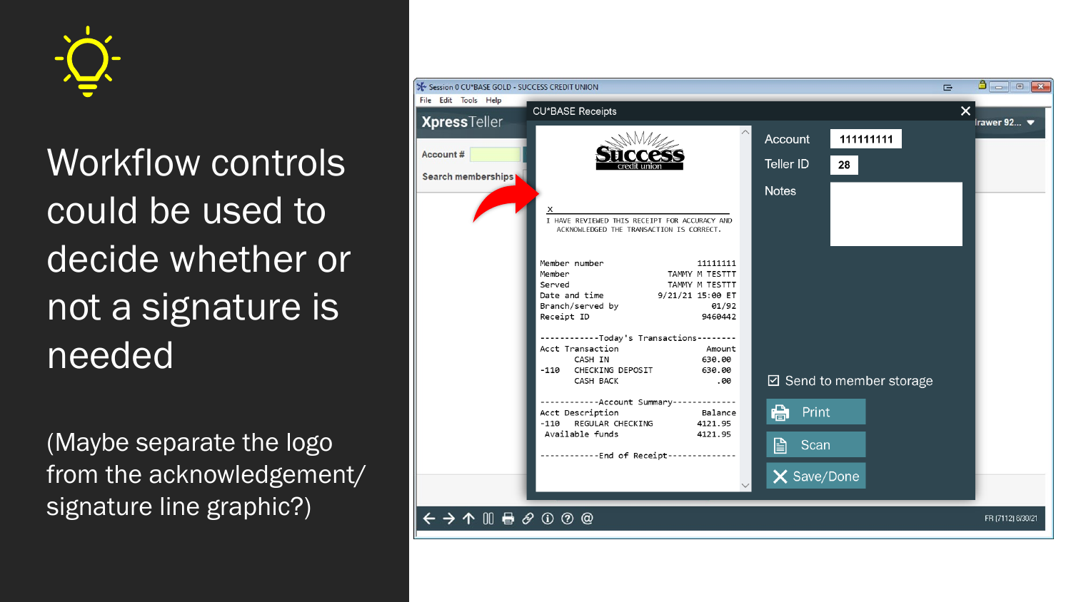Workflow controls could be used to decide whether or not a signature is needed

(Maybe separate the logo from the acknowledgement/ signature line graphic?)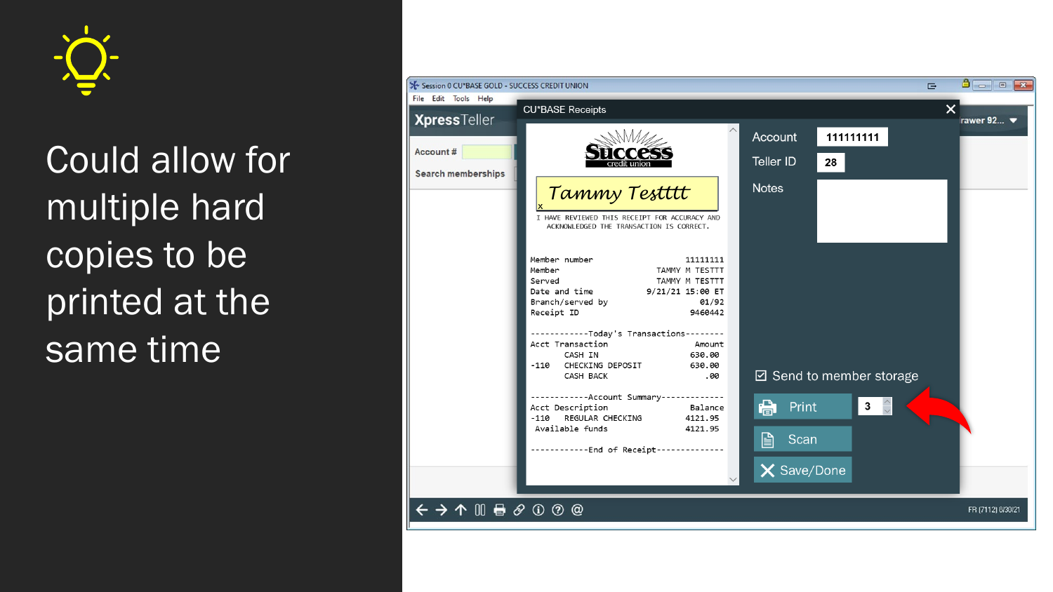Could allow for multiple hard copies to be printed at the same time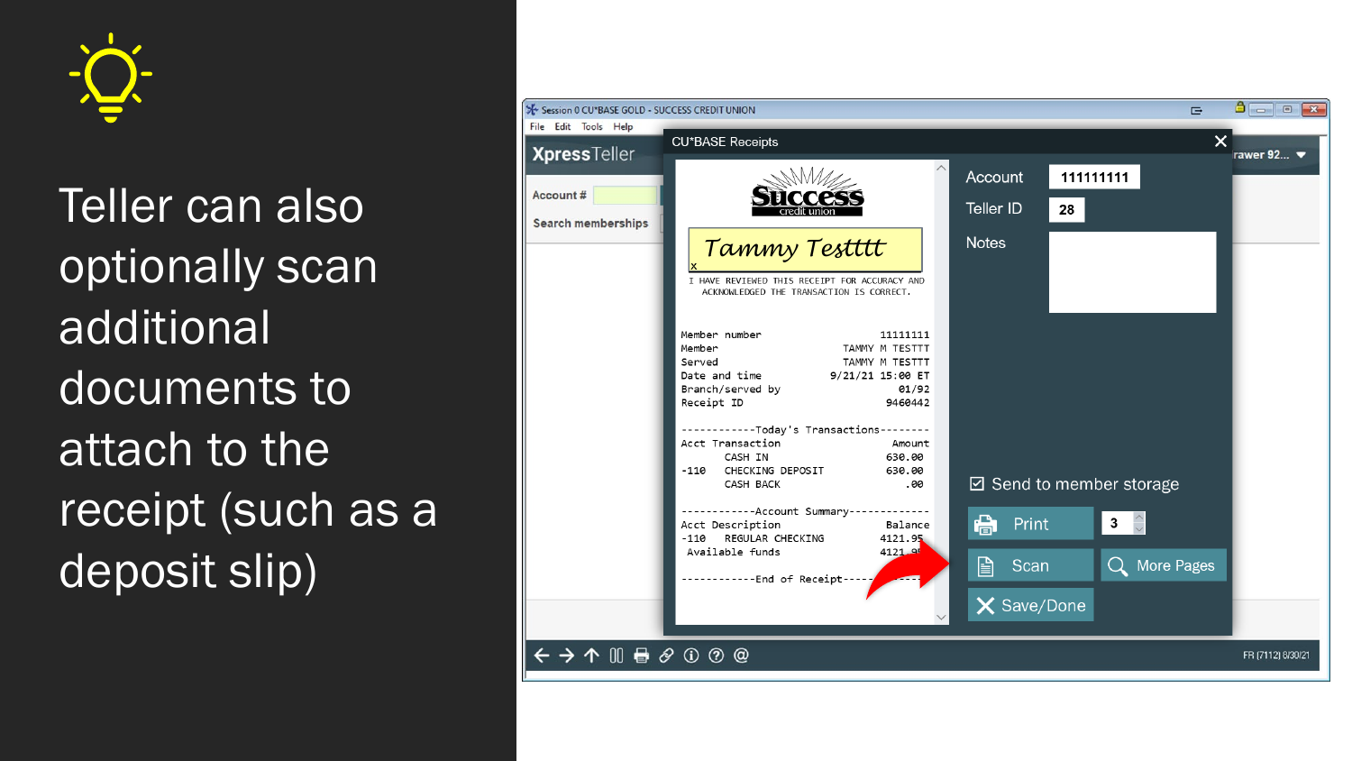Teller can also optionally scan additional documents to attach to the receipt (such as a deposit slip)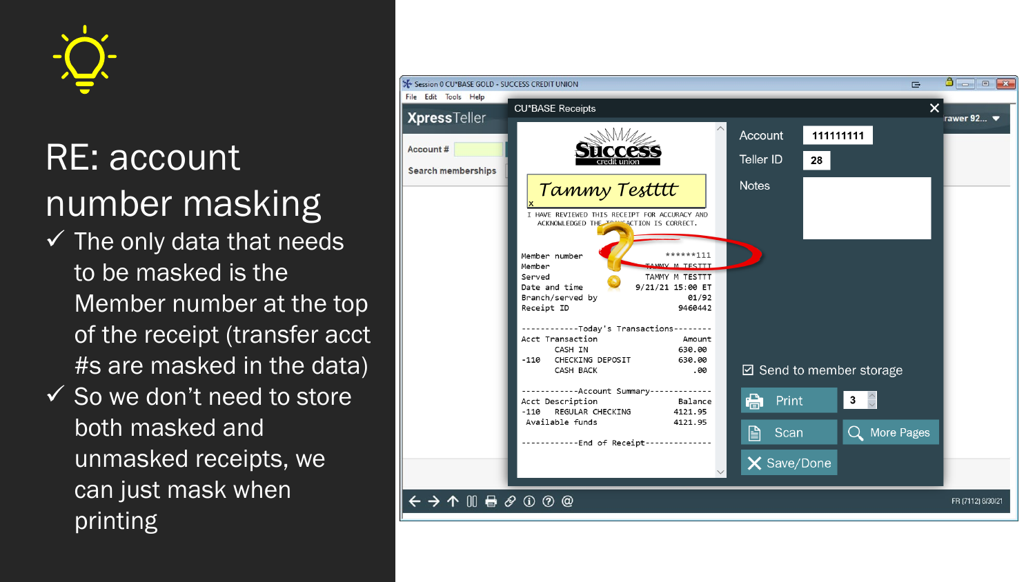# RE: account number masking

- ✓ The only data that needs to be masked is the Member number at the top of the receipt (transfer acct #s are masked in the data)
- ✓ So we don't need to store both masked and unmasked receipts, we can just mask when printing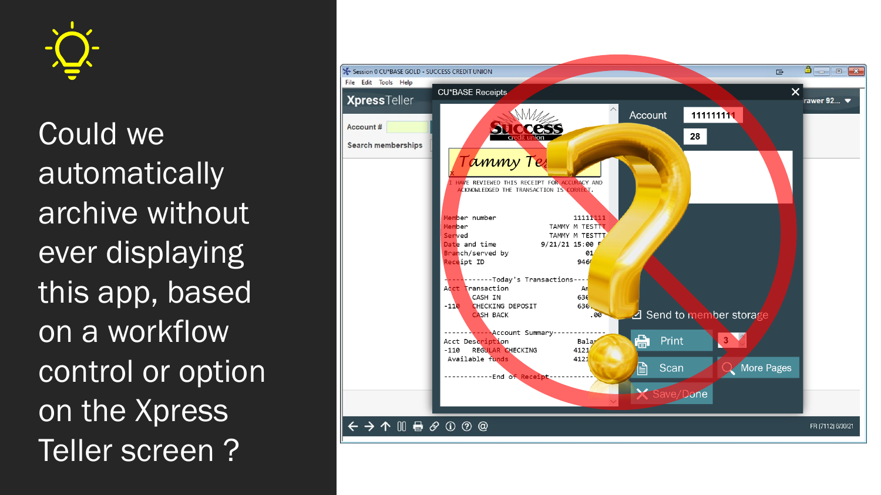Could we automatically archive without ever displaying this app, based on a workflow control or option on the Xpress Teller screen ?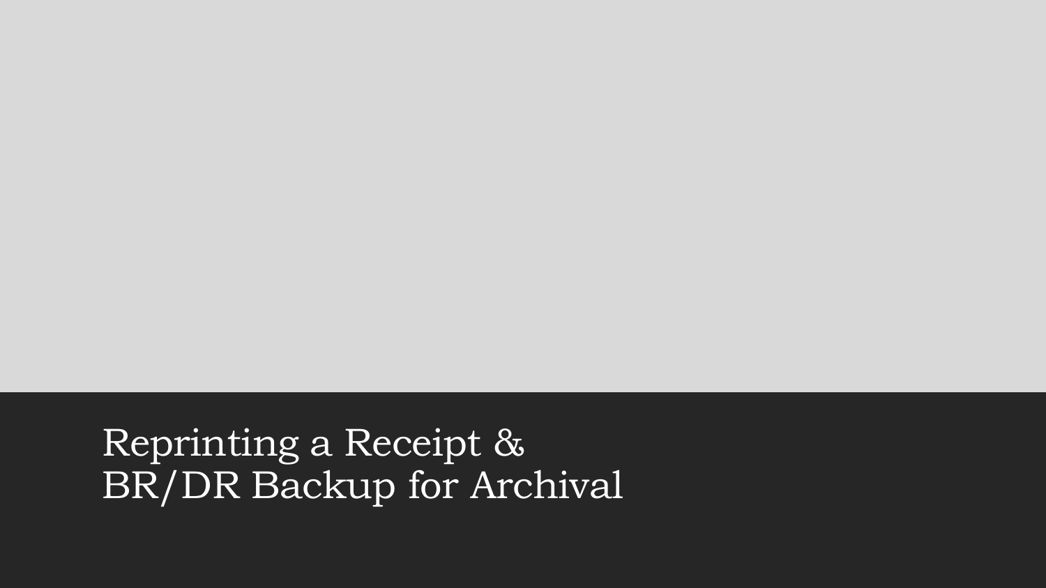# Reprinting a Receipt & BR/DR Backup for Archival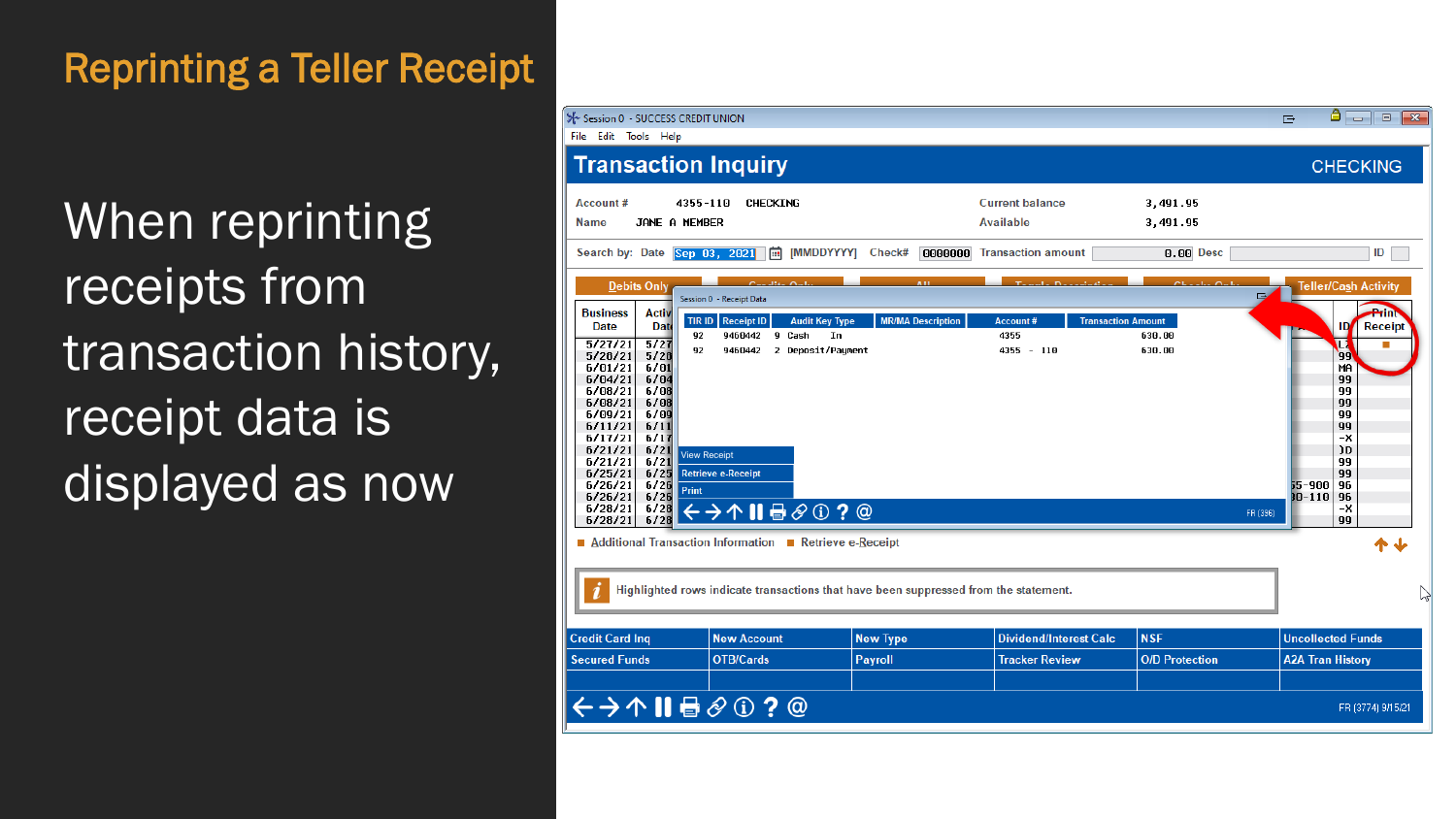# Reprinting a Teller Receipt

When reprinting receipts from transaction history, receipt data is displayed as now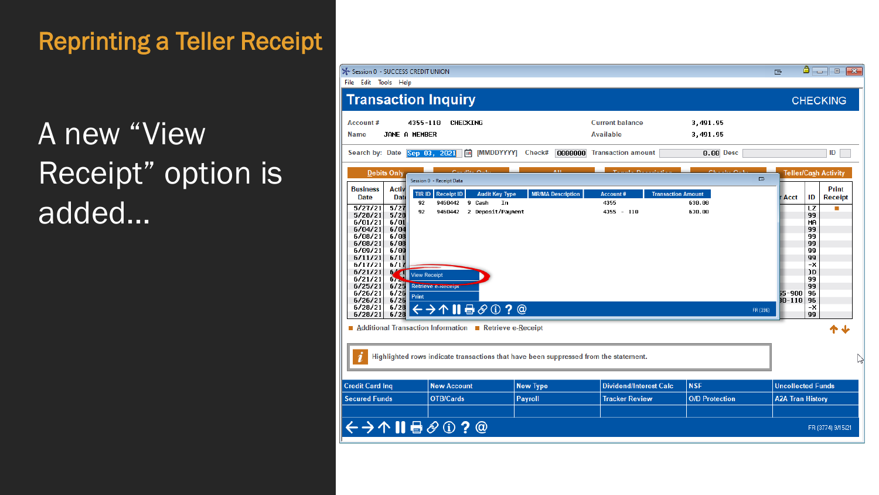# Reprinting a Teller Receipt

A new “View Receipt” option is added…

Session 0 - SUCCESS CREDIT UNION

File Edit Tools Help

## Transaction Inquiry

CHECKING

Account # 4355-110 CHECKING

Name JANE A MEMBER

Current balance 3,491.95

Available 3,491.95

Search by: Date Sep 03, 2021 [MMDDYYYY] Check# 0000000 Transaction amount 0.00 Desc ID

Debits Only | Credits Only | All | Toggle Description | Checks Only | Teller/Cash Activity

Session 0 - Receipt Data

| TIR ID | Receipt ID | Audit Key Type | MR/MA Description | Account # | Transaction Amount |
|---|---|---|---|---|---|
| 92 | 9460442 | 9 Cash In | | 4355 | 630.00 |
| 92 | 9460442 | 2 Deposit/Payment | | 4355 - 110 | 630.00 |

View Receipt

Retrieve e-Receipt

Print

FR (396)

| Business Date | Activity Date | Acct | ID | Print Receipt |
|---|---|---|---|---|
| 5/27/21 | 5/27 | | LZ | ■ |
| 5/28/21 | 5/28 | | 99 | |
| 6/01/21 | 6/01 | | MA | |
| 6/04/21 | 6/04 | | 99 | |
| 6/08/21 | 6/08 | | 99 | |
| 6/08/21 | 6/08 | | 99 | |
| 6/09/21 | 6/09 | | 99 | |
| 6/11/21 | 6/11 | | 99 | |
| 6/17/21 | 6/17 | | -X | |
| 6/21/21 | 6/ | | )D | |
| 6/21/21 | 6/ | | 99 | |
| 6/25/21 | 6/25 | | 99 | |
| 6/26/21 | 6/26 | 55-900 | 96 | |
| 6/26/21 | 6/26 | )0-110 | 96 | |
| 6/28/21 | 6/28 | | -X | |
| 6/28/21 | 6/28 | | 99 | |

■ Additional Transaction Information ■ Retrieve e-Receipt

Highlighted rows indicate transactions that have been suppressed from the statement.

| | | | | | |
|---|---|---|---|---|---|
| Credit Card Inq | New Account | New Type | Dividend/Interest Calc | NSF | Uncollected Funds |
| Secured Funds | OTB/Cards | Payroll | Tracker Review | O/D Protection | A2A Tran History |

FR (3774) 9/15/21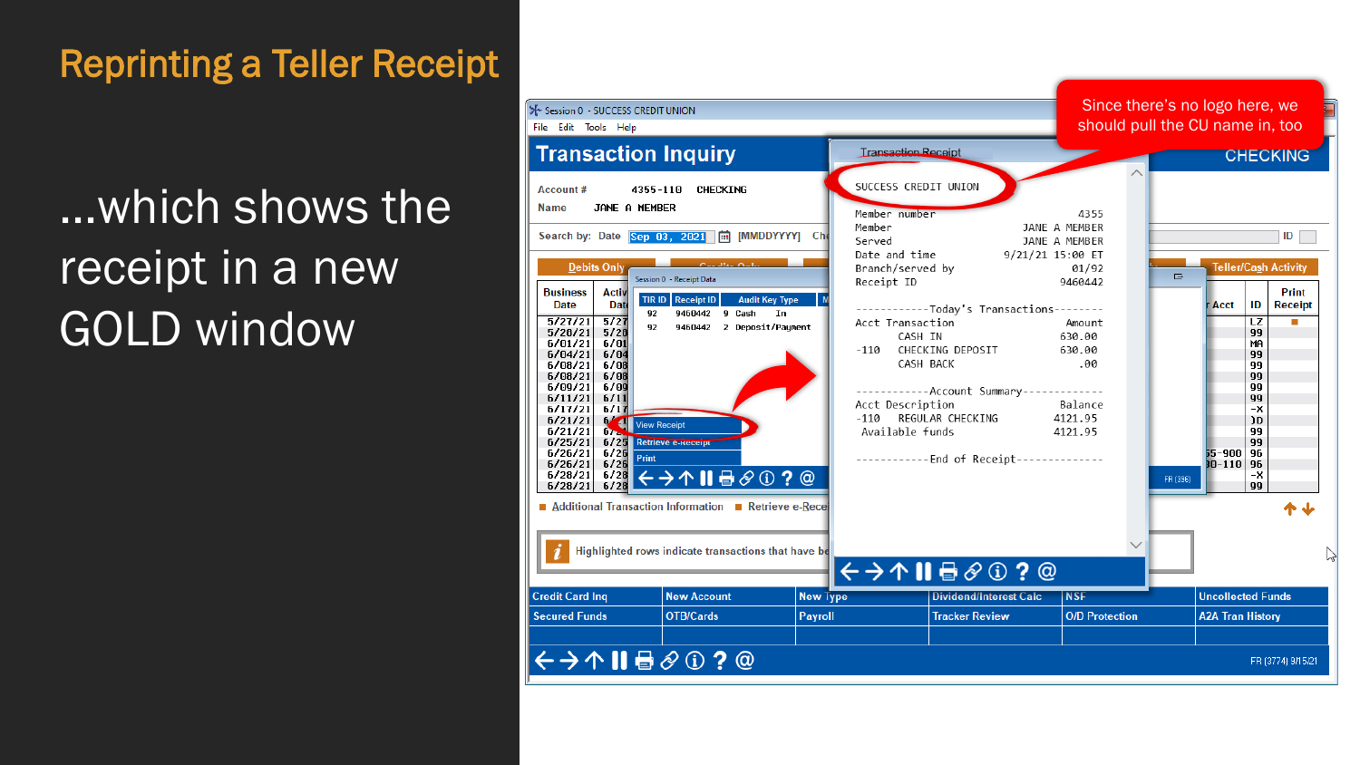# Reprinting a Teller Receipt

...which shows the receipt in a new GOLD window

Since there's no logo here, we should pull the CU name in, too

Transaction Receipt

```
SUCCESS CREDIT UNION

Member number                      4355
Member                    JANE A MEMBER
Served                    JANE A MEMBER
Date and time          9/21/21 15:00 ET
Branch/served by                  01/92
Receipt ID                      9460442

------------Today's Transactions--------
Acct Transaction                 Amount
      CASH IN                    630.00
-110  CHECKING DEPOSIT           630.00
      CASH BACK                     .00

-----------Account Summary-------------
Acct Description                Balance
-110   REGULAR CHECKING         4121.95
 Available funds                4121.95

-----------End of Receipt--------------
```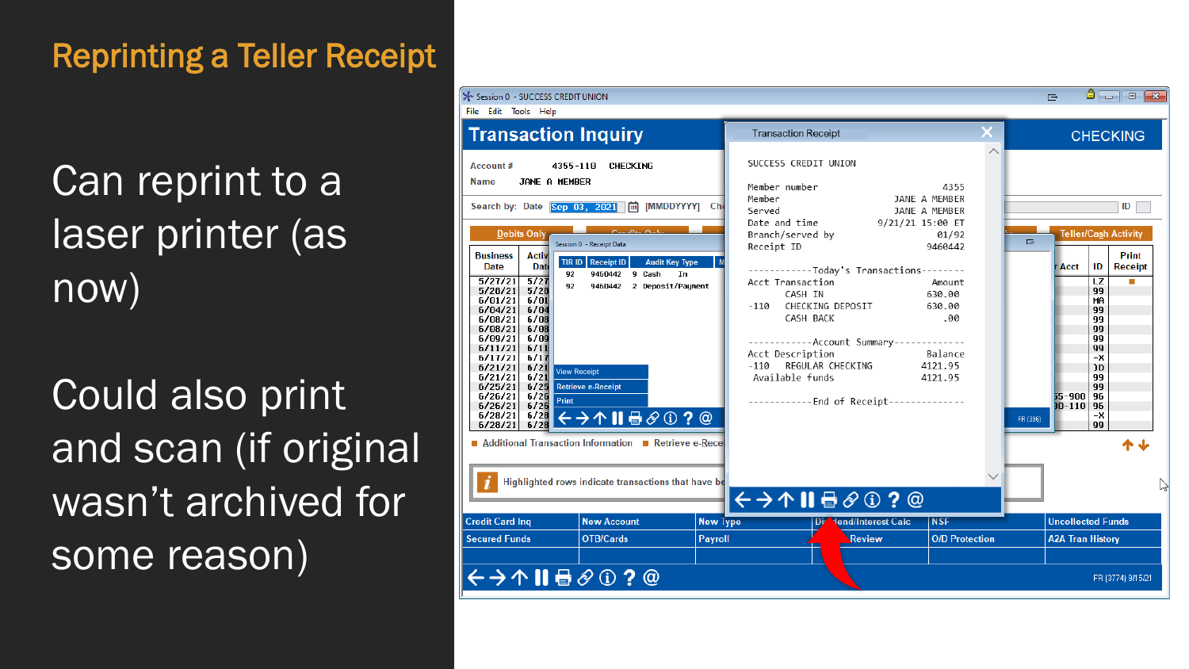# Reprinting a Teller Receipt

Can reprint to a laser printer (as now)

Could also print and scan (if original wasn't archived for some reason)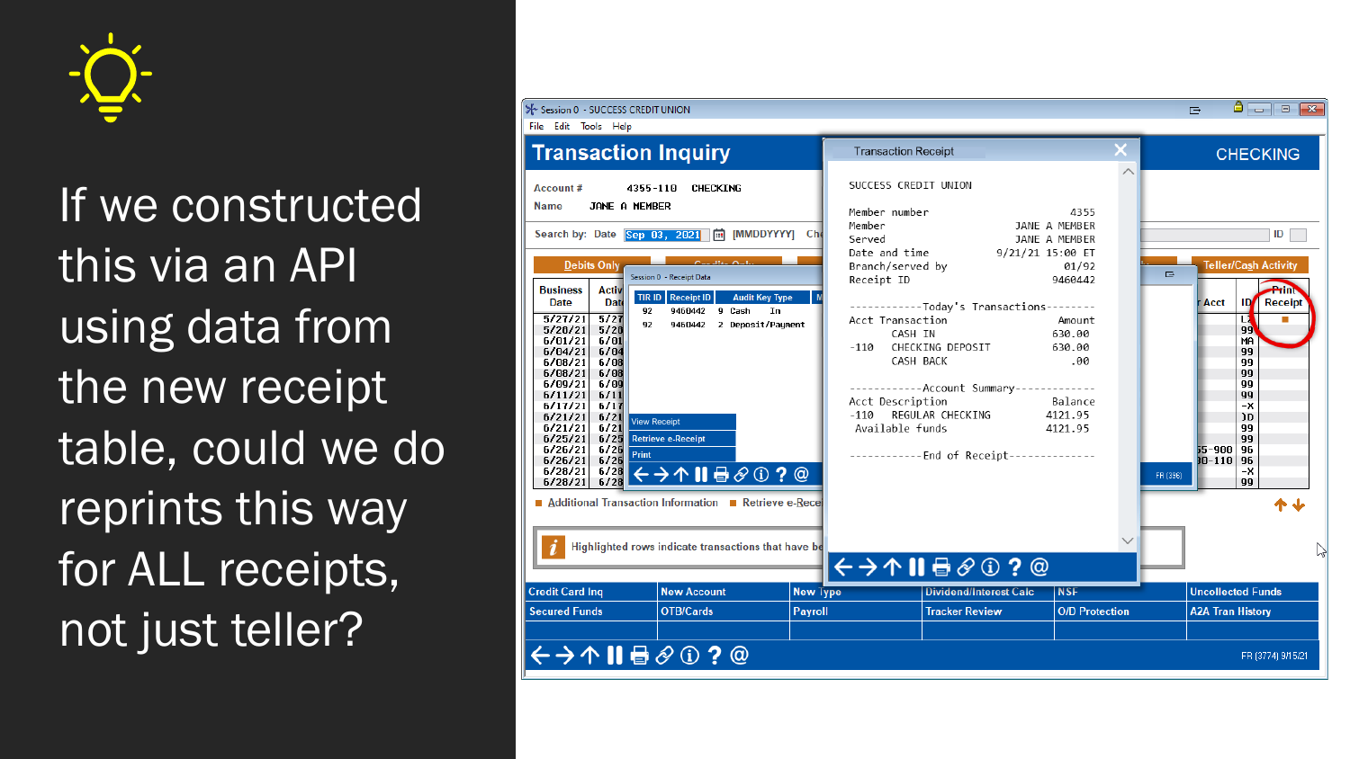If we constructed this via an API using data from the new receipt table, could we do reprints this way for ALL receipts, not just teller?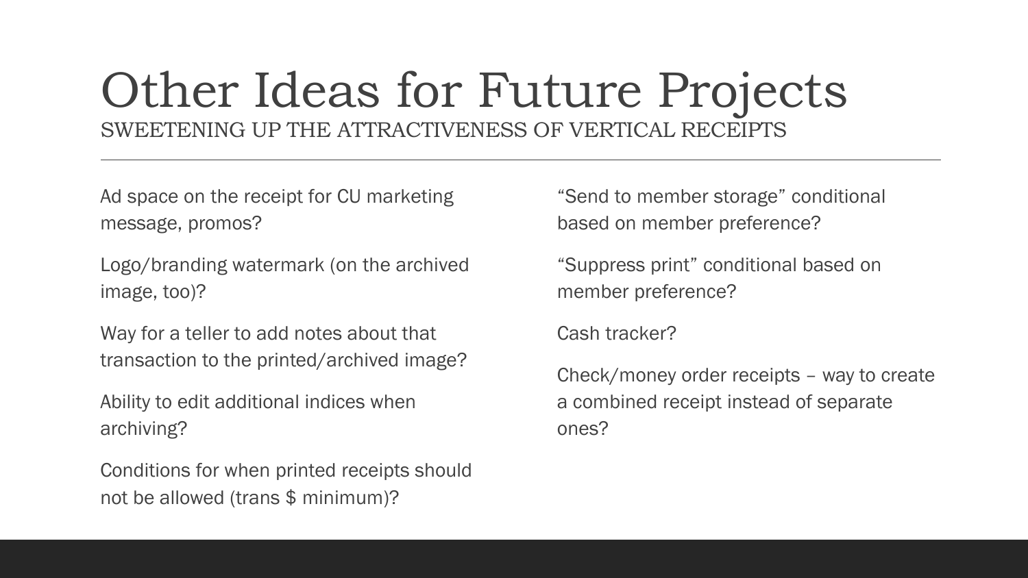# Other Ideas for Future Projects

## SWEETENING UP THE ATTRACTIVENESS OF VERTICAL RECEIPTS

---

Ad space on the receipt for CU marketing message, promos?

Logo/branding watermark (on the archived image, too)?

Way for a teller to add notes about that transaction to the printed/archived image?

Ability to edit additional indices when archiving?

Conditions for when printed receipts should not be allowed (trans $ minimum)?

“Send to member storage” conditional based on member preference?

“Suppress print” conditional based on member preference?

Cash tracker?

Check/money order receipts – way to create a combined receipt instead of separate ones?